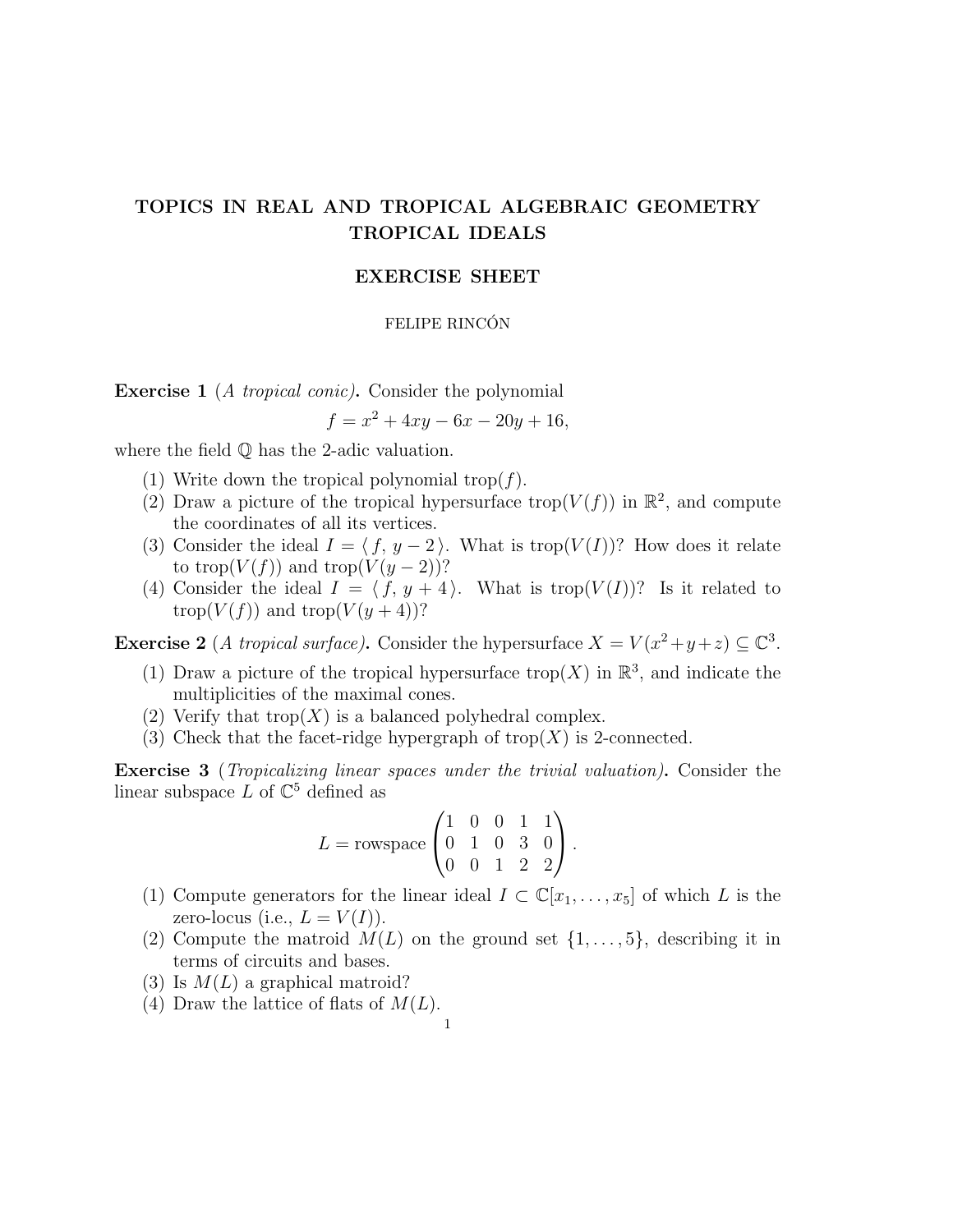# TOPICS IN REAL AND TROPICAL ALGEBRAIC GEOMETRY TROPICAL IDEALS

## EXERCISE SHEET

FELIPE RINCÓN

**Exercise 1** (*A tropical conic*)**.** Consider the polynomial

$$f = x^2 + 4xy - 6x - 20y + 16,$$

where the field $\mathbb{Q}$ has the 2-adic valuation.

(1) Write down the tropical polynomial $\operatorname{trop}(f)$.
(2) Draw a picture of the tropical hypersurface $\operatorname{trop}(V(f))$ in $\mathbb{R}^2$, and compute the coordinates of all its vertices.
(3) Consider the ideal $I = \langle f, y - 2 \rangle$. What is $\operatorname{trop}(V(I))$? How does it relate to $\operatorname{trop}(V(f))$ and $\operatorname{trop}(V(y-2))$?
(4) Consider the ideal $I = \langle f, y + 4 \rangle$. What is $\operatorname{trop}(V(I))$? Is it related to $\operatorname{trop}(V(f))$ and $\operatorname{trop}(V(y+4))$?

**Exercise 2** (*A tropical surface*)**.** Consider the hypersurface $X = V(x^2 + y + z) \subseteq \mathbb{C}^3$.

(1) Draw a picture of the tropical hypersurface $\operatorname{trop}(X)$ in $\mathbb{R}^3$, and indicate the multiplicities of the maximal cones.
(2) Verify that $\operatorname{trop}(X)$ is a balanced polyhedral complex.
(3) Check that the facet-ridge hypergraph of $\operatorname{trop}(X)$ is 2-connected.

**Exercise 3** (*Tropicalizing linear spaces under the trivial valuation*)**.** Consider the linear subspace $L$ of $\mathbb{C}^5$ defined as

$$L = \operatorname{rowspace} \begin{pmatrix} 1 & 0 & 0 & 1 & 1 \\ 0 & 1 & 0 & 3 & 0 \\ 0 & 0 & 1 & 2 & 2 \end{pmatrix}.$$

(1) Compute generators for the linear ideal $I \subset \mathbb{C}[x_1, \ldots, x_5]$ of which $L$ is the zero-locus (i.e., $L = V(I)$).
(2) Compute the matroid $M(L)$ on the ground set $\{1, \ldots, 5\}$, describing it in terms of circuits and bases.
(3) Is $M(L)$ a graphical matroid?
(4) Draw the lattice of flats of $M(L)$.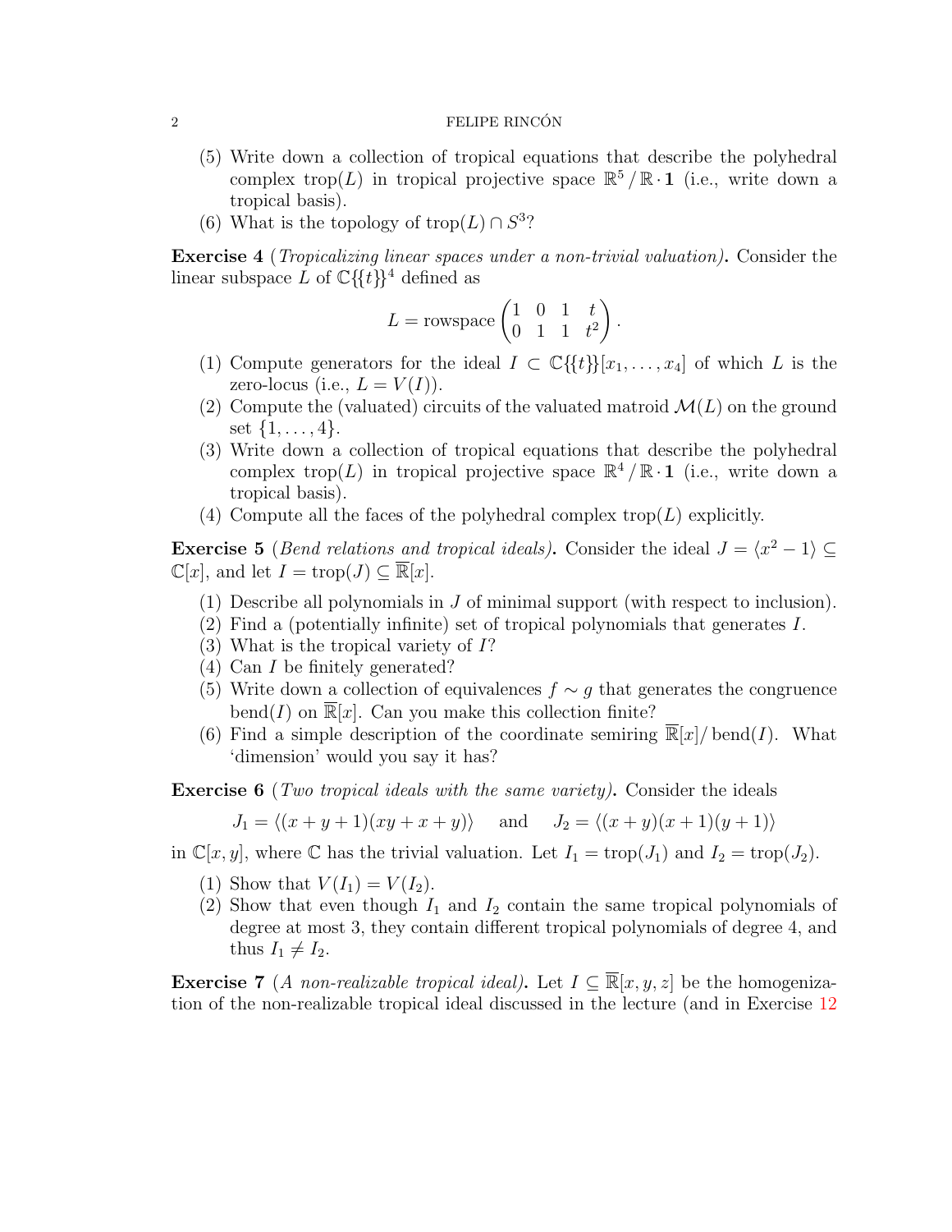(5) Write down a collection of tropical equations that describe the polyhedral complex $\mathrm{trop}(L)$ in tropical projective space $\mathbb{R}^5 / \mathbb{R} \cdot \mathbf{1}$ (i.e., write down a tropical basis).
(6) What is the topology of $\mathrm{trop}(L) \cap S^3$?

**Exercise 4** (*Tropicalizing linear spaces under a non-trivial valuation*)**.** Consider the linear subspace $L$ of $\mathbb{C}\{\{t\}\}^4$ defined as

$$L = \mathrm{rowspace} \begin{pmatrix} 1 & 0 & 1 & t \\ 0 & 1 & 1 & t^2 \end{pmatrix}.$$

(1) Compute generators for the ideal $I \subset \mathbb{C}\{\{t\}\}[x_1, \ldots, x_4]$ of which $L$ is the zero-locus (i.e., $L = V(I)$).
(2) Compute the (valuated) circuits of the valuated matroid $\mathcal{M}(L)$ on the ground set $\{1, \ldots, 4\}$.
(3) Write down a collection of tropical equations that describe the polyhedral complex $\mathrm{trop}(L)$ in tropical projective space $\mathbb{R}^4 / \mathbb{R} \cdot \mathbf{1}$ (i.e., write down a tropical basis).
(4) Compute all the faces of the polyhedral complex $\mathrm{trop}(L)$ explicitly.

**Exercise 5** (*Bend relations and tropical ideals*)**.** Consider the ideal $J = \langle x^2 - 1 \rangle \subseteq \mathbb{C}[x]$, and let $I = \mathrm{trop}(J) \subseteq \overline{\mathbb{R}}[x]$.

(1) Describe all polynomials in $J$ of minimal support (with respect to inclusion).
(2) Find a (potentially infinite) set of tropical polynomials that generates $I$.
(3) What is the tropical variety of $I$?
(4) Can $I$ be finitely generated?
(5) Write down a collection of equivalences $f \sim g$ that generates the congruence $\mathrm{bend}(I)$ on $\overline{\mathbb{R}}[x]$. Can you make this collection finite?
(6) Find a simple description of the coordinate semiring $\overline{\mathbb{R}}[x] / \mathrm{bend}(I)$. What 'dimension' would you say it has?

**Exercise 6** (*Two tropical ideals with the same variety*)**.** Consider the ideals

$$J_1 = \langle (x + y + 1)(xy + x + y) \rangle \quad \text{and} \quad J_2 = \langle (x + y)(x + 1)(y + 1) \rangle$$

in $\mathbb{C}[x, y]$, where $\mathbb{C}$ has the trivial valuation. Let $I_1 = \mathrm{trop}(J_1)$ and $I_2 = \mathrm{trop}(J_2)$.

(1) Show that $V(I_1) = V(I_2)$.
(2) Show that even though $I_1$ and $I_2$ contain the same tropical polynomials of degree at most 3, they contain different tropical polynomials of degree 4, and thus $I_1 \neq I_2$.

**Exercise 7** (*A non-realizable tropical ideal*)**.** Let $I \subseteq \overline{\mathbb{R}}[x, y, z]$ be the homogenization of the non-realizable tropical ideal discussed in the lecture (and in Exercise 12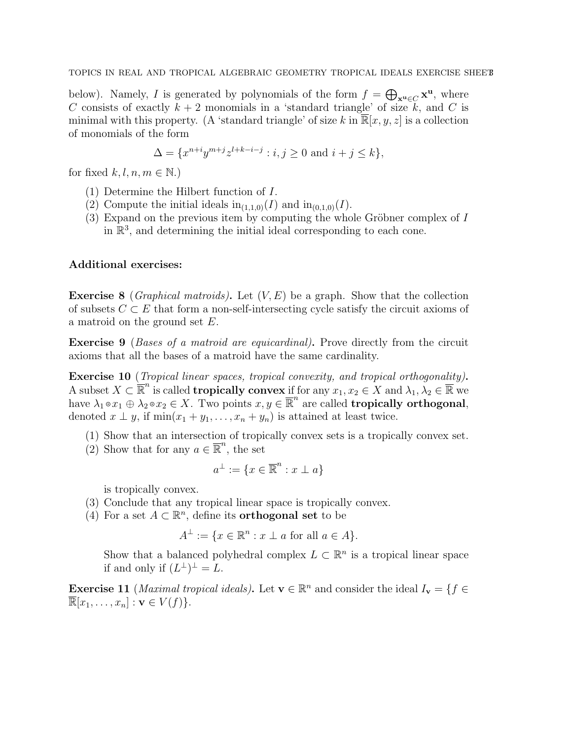below). Namely, $I$ is generated by polynomials of the form $f = \bigoplus_{\mathbf{x}^{\mathbf{u}} \in C} \mathbf{x}^{\mathbf{u}}$, where $C$ consists of exactly $k+2$ monomials in a 'standard triangle' of size $k$, and $C$ is minimal with this property. (A 'standard triangle' of size $k$ in $\overline{\mathbb{R}}[x, y, z]$ is a collection of monomials of the form

$$\Delta = \{x^{n+i} y^{m+j} z^{l+k-i-j} : i, j \geq 0 \text{ and } i + j \leq k\},$$

for fixed $k, l, n, m \in \mathbb{N}$.)

(1) Determine the Hilbert function of $I$.
(2) Compute the initial ideals $\mathrm{in}_{(1,1,0)}(I)$ and $\mathrm{in}_{(0,1,0)}(I)$.
(3) Expand on the previous item by computing the whole Gröbner complex of $I$ in $\mathbb{R}^3$, and determining the initial ideal corresponding to each cone.

**Additional exercises:**

**Exercise 8** (*Graphical matroids*)**.** Let $(V, E)$ be a graph. Show that the collection of subsets $C \subset E$ that form a non-self-intersecting cycle satisfy the circuit axioms of a matroid on the ground set $E$.

**Exercise 9** (*Bases of a matroid are equicardinal*)**.** Prove directly from the circuit axioms that all the bases of a matroid have the same cardinality.

**Exercise 10** (*Tropical linear spaces, tropical convexity, and tropical orthogonality*)**.** A subset $X \subset \overline{\mathbb{R}}^n$ is called **tropically convex** if for any $x_1, x_2 \in X$ and $\lambda_1, \lambda_2 \in \overline{\mathbb{R}}$ we have $\lambda_1 \odot x_1 \oplus \lambda_2 \odot x_2 \in X$. Two points $x, y \in \overline{\mathbb{R}}^n$ are called **tropically orthogonal**, denoted $x \perp y$, if $\min(x_1 + y_1, \ldots, x_n + y_n)$ is attained at least twice.

(1) Show that an intersection of tropically convex sets is a tropically convex set.
(2) Show that for any $a \in \overline{\mathbb{R}}^n$, the set

$$a^{\perp} := \{x \in \overline{\mathbb{R}}^n : x \perp a\}$$

is tropically convex.
(3) Conclude that any tropical linear space is tropically convex.
(4) For a set $A \subset \mathbb{R}^n$, define its **orthogonal set** to be

$$A^{\perp} := \{x \in \mathbb{R}^n : x \perp a \text{ for all } a \in A\}.$$

Show that a balanced polyhedral complex $L \subset \mathbb{R}^n$ is a tropical linear space if and only if $(L^{\perp})^{\perp} = L$.

**Exercise 11** (*Maximal tropical ideals*)**.** Let $\mathbf{v} \in \mathbb{R}^n$ and consider the ideal $I_{\mathbf{v}} = \{f \in \overline{\mathbb{R}}[x_1, \ldots, x_n] : \mathbf{v} \in V(f)\}$.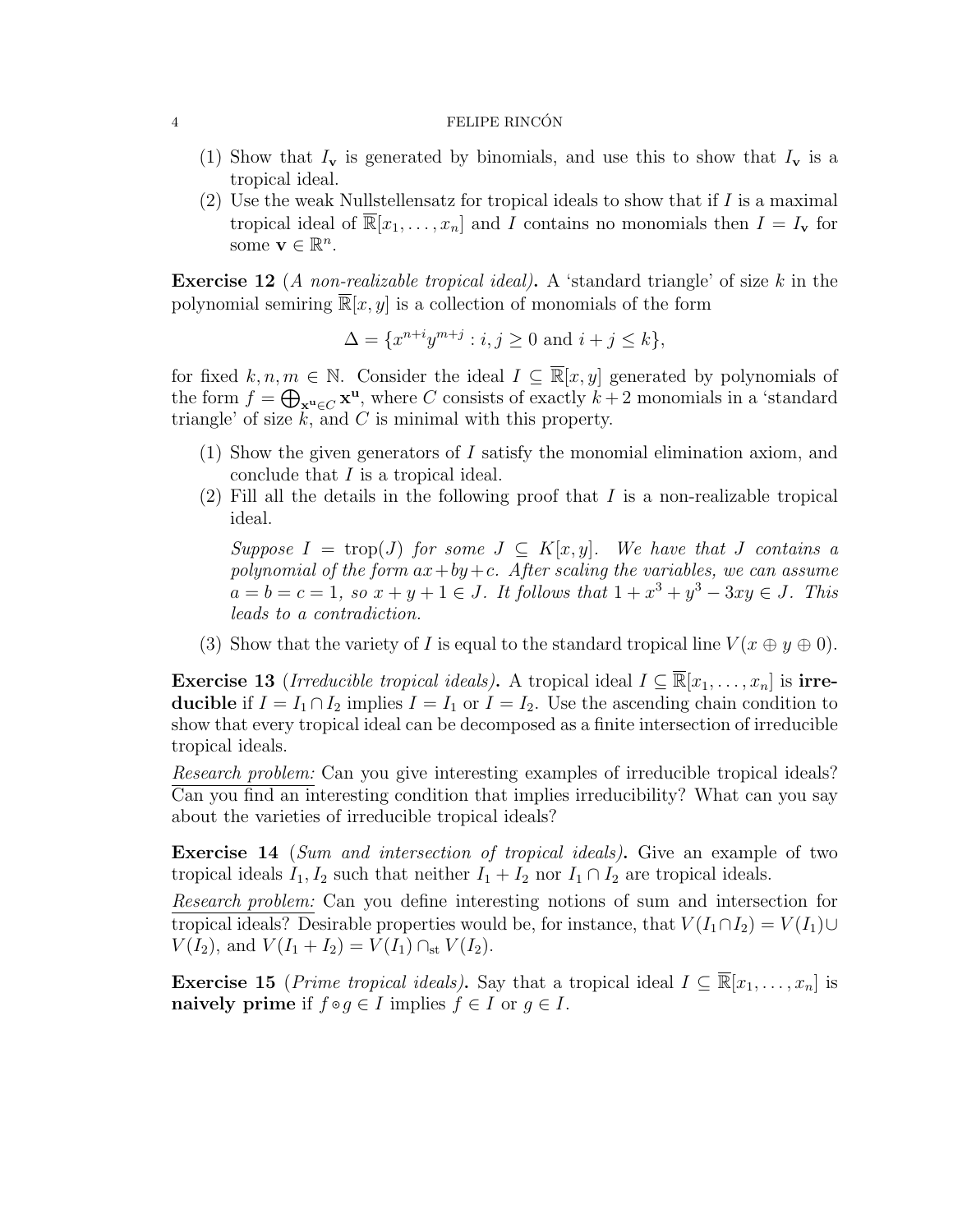(1) Show that $I_{\mathbf{v}}$ is generated by binomials, and use this to show that $I_{\mathbf{v}}$ is a tropical ideal.

(2) Use the weak Nullstellensatz for tropical ideals to show that if $I$ is a maximal tropical ideal of $\overline{\mathbb{R}}[x_1, \ldots, x_n]$ and $I$ contains no monomials then $I = I_{\mathbf{v}}$ for some $\mathbf{v} \in \mathbb{R}^n$.

**Exercise 12** (*A non-realizable tropical ideal*)**.** A 'standard triangle' of size $k$ in the polynomial semiring $\overline{\mathbb{R}}[x, y]$ is a collection of monomials of the form

$$\Delta = \{x^{n+i}y^{m+j} : i, j \geq 0 \text{ and } i + j \leq k\},$$

for fixed $k, n, m \in \mathbb{N}$. Consider the ideal $I \subseteq \overline{\mathbb{R}}[x, y]$ generated by polynomials of the form $f = \bigoplus_{\mathbf{x}^{\mathbf{u}} \in C} \mathbf{x}^{\mathbf{u}}$, where $C$ consists of exactly $k+2$ monomials in a 'standard triangle' of size $k$, and $C$ is minimal with this property.

(1) Show the given generators of $I$ satisfy the monomial elimination axiom, and conclude that $I$ is a tropical ideal.

(2) Fill all the details in the following proof that $I$ is a non-realizable tropical ideal.

*Suppose $I = \operatorname{trop}(J)$ for some $J \subseteq K[x, y]$. We have that $J$ contains a polynomial of the form $ax + by + c$. After scaling the variables, we can assume $a = b = c = 1$, so $x + y + 1 \in J$. It follows that $1 + x^3 + y^3 - 3xy \in J$. This leads to a contradiction.*

(3) Show that the variety of $I$ is equal to the standard tropical line $V(x \oplus y \oplus 0)$.

**Exercise 13** (*Irreducible tropical ideals*)**.** A tropical ideal $I \subseteq \overline{\mathbb{R}}[x_1, \ldots, x_n]$ is **irreducible** if $I = I_1 \cap I_2$ implies $I = I_1$ or $I = I_2$. Use the ascending chain condition to show that every tropical ideal can be decomposed as a finite intersection of irreducible tropical ideals.

Research problem: Can you give interesting examples of irreducible tropical ideals? Can you find an interesting condition that implies irreducibility? What can you say about the varieties of irreducible tropical ideals?

**Exercise 14** (*Sum and intersection of tropical ideals*)**.** Give an example of two tropical ideals $I_1, I_2$ such that neither $I_1 + I_2$ nor $I_1 \cap I_2$ are tropical ideals.

Research problem: Can you define interesting notions of sum and intersection for tropical ideals? Desirable properties would be, for instance, that $V(I_1 \cap I_2) = V(I_1) \cup V(I_2)$, and $V(I_1 + I_2) = V(I_1) \cap_{\text{st}} V(I_2)$.

**Exercise 15** (*Prime tropical ideals*)**.** Say that a tropical ideal $I \subseteq \overline{\mathbb{R}}[x_1, \ldots, x_n]$ is **naively prime** if $f \odot g \in I$ implies $f \in I$ or $g \in I$.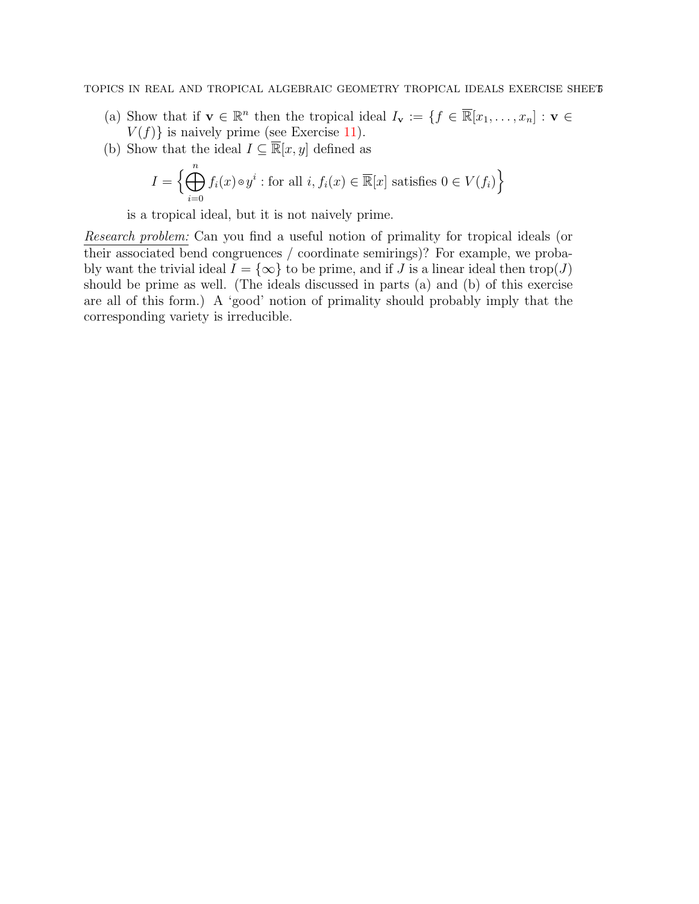(a) Show that if $\mathbf{v} \in \mathbb{R}^n$ then the tropical ideal $I_{\mathbf{v}} := \{f \in \overline{\mathbb{R}}[x_1, \ldots, x_n] : \mathbf{v} \in V(f)\}$ is naively prime (see Exercise 11).

(b) Show that the ideal $I \subseteq \overline{\mathbb{R}}[x, y]$ defined as

$$I = \Big\{ \bigoplus_{i=0}^{n} f_i(x) \odot y^i : \text{for all } i, f_i(x) \in \overline{\mathbb{R}}[x] \text{ satisfies } 0 \in V(f_i) \Big\}$$

is a tropical ideal, but it is not naively prime.

*Research problem:* Can you find a useful notion of primality for tropical ideals (or their associated bend congruences / coordinate semirings)? For example, we probably want the trivial ideal $I = \{\infty\}$ to be prime, and if $J$ is a linear ideal then $\operatorname{trop}(J)$ should be prime as well. (The ideals discussed in parts (a) and (b) of this exercise are all of this form.) A 'good' notion of primality should probably imply that the corresponding variety is irreducible.